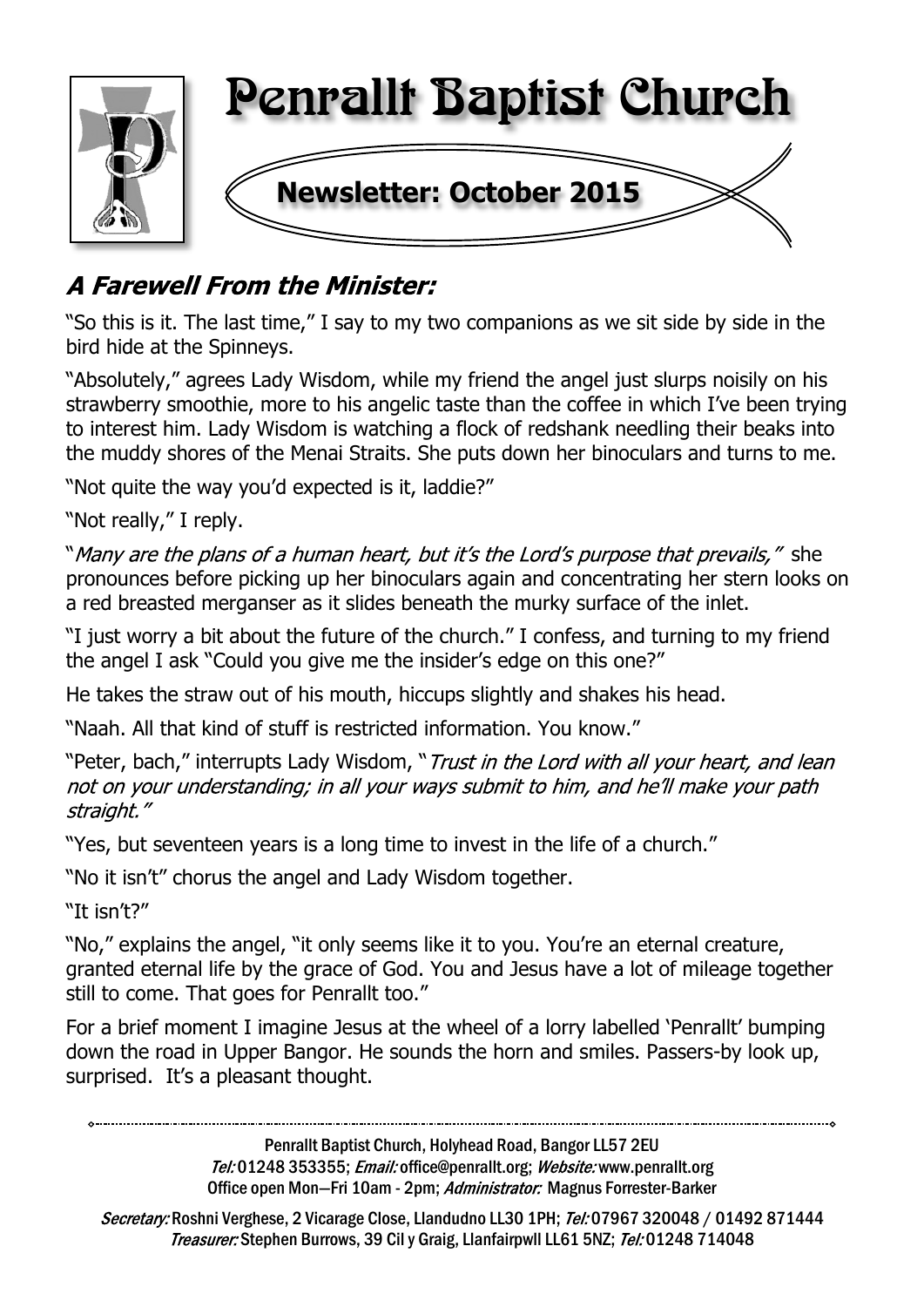# Penrallt Baptist Church

## Newsletter: October 2015

### *A Farewell From the Minister:*

"So this is it. The last time," I say to my two companions as we sit side by side in the bird hide at the Spinneys.

"Absolutely," agrees Lady Wisdom, while my friend the angel just slurps noisily on his strawberry smoothie, more to his angelic taste than the coffee in which I've been trying to interest him. Lady Wisdom is watching a flock of redshank needling their beaks into the muddy shores of the Menai Straits. She puts down her binoculars and turns to me.

"Not quite the way you'd expected is it, laddie?"

"Not really," I reply.

"*Many are the plans of a human heart, but it's the Lord's purpose that prevails,"* she pronounces before picking up her binoculars again and concentrating her stern looks on a red breasted merganser as it slides beneath the murky surface of the inlet.

"I just worry a bit about the future of the church." I confess, and turning to my friend the angel I ask "Could you give me the insider's edge on this one?"

He takes the straw out of his mouth, hiccups slightly and shakes his head.

"Naah. All that kind of stuff is restricted information. You know."

"Peter, bach," interrupts Lady Wisdom, "*Trust in the Lord with all your heart, and lean not on your understanding; in all your ways submit to him, and he'll make your path straight."*

"Yes, but seventeen years is a long time to invest in the life of a church."

"No it isn't" chorus the angel and Lady Wisdom together.

"It isn't?"

"No," explains the angel, "it only seems like it to you. You're an eternal creature, granted eternal life by the grace of God. You and Jesus have a lot of mileage together still to come. That goes for Penrallt too."

For a brief moment I imagine Jesus at the wheel of a lorry labelled 'Penrallt' bumping down the road in Upper Bangor. He sounds the horn and smiles. Passers-by look up, surprised. It's a pleasant thought.

---

Penrallt Baptist Church, Holyhead Road, Bangor LL57 2EU
*Tel:* 01248 353355; *Email:* office@penrallt.org; *Website:* www.penrallt.org
Office open Mon—Fri 10am - 2pm; *Administrator:* Magnus Forrester-Barker

*Secretary:* Roshni Verghese, 2 Vicarage Close, Llandudno LL30 1PH; *Tel:* 07967 320048 / 01492 871444
*Treasurer:* Stephen Burrows, 39 Cil y Graig, Llanfairpwll LL61 5NZ; *Tel:* 01248 714048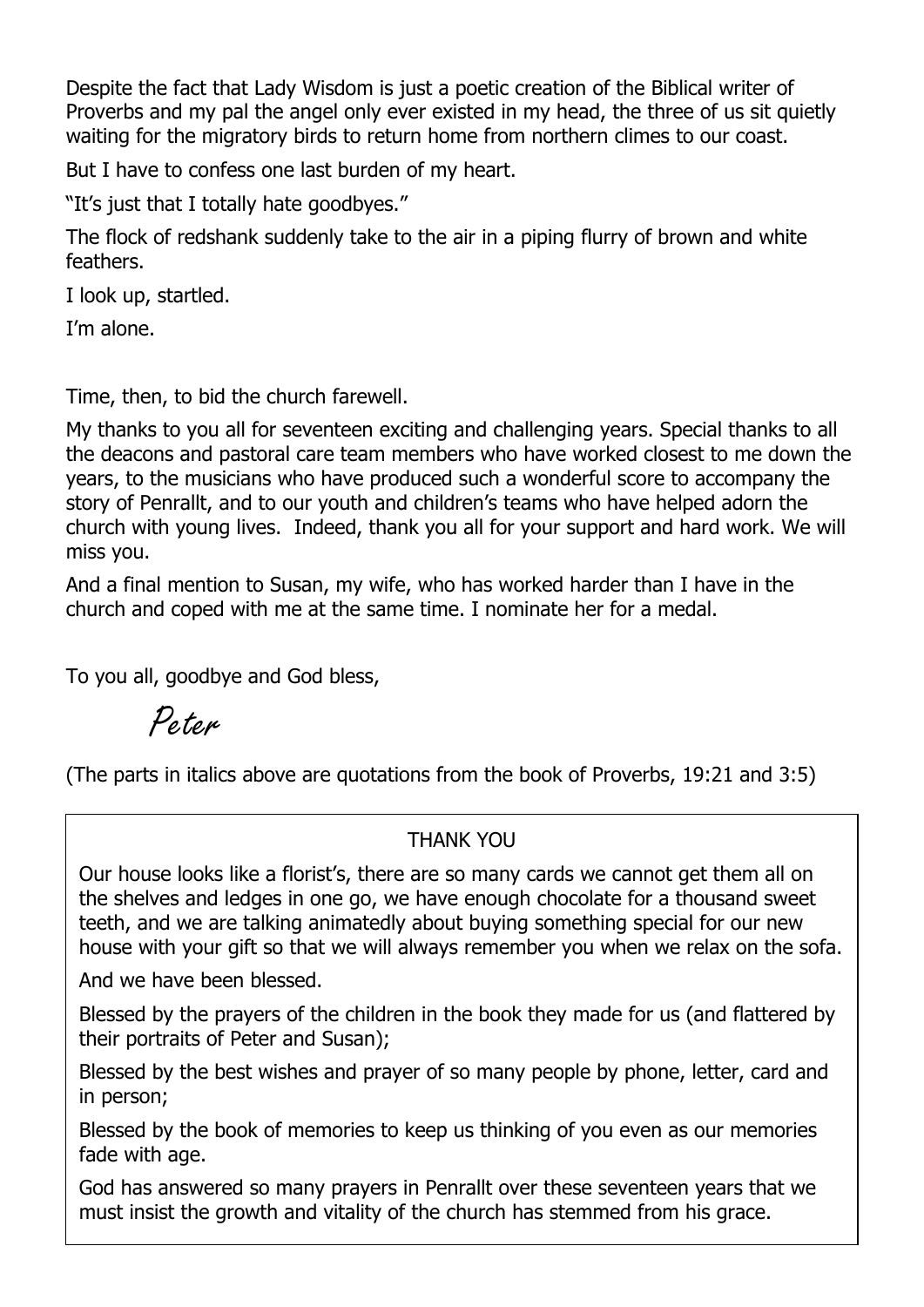Despite the fact that Lady Wisdom is just a poetic creation of the Biblical writer of Proverbs and my pal the angel only ever existed in my head, the three of us sit quietly waiting for the migratory birds to return home from northern climes to our coast.

But I have to confess one last burden of my heart.

"It's just that I totally hate goodbyes."

The flock of redshank suddenly take to the air in a piping flurry of brown and white feathers.

I look up, startled.

I'm alone.

Time, then, to bid the church farewell.

My thanks to you all for seventeen exciting and challenging years. Special thanks to all the deacons and pastoral care team members who have worked closest to me down the years, to the musicians who have produced such a wonderful score to accompany the story of Penrallt, and to our youth and children's teams who have helped adorn the church with young lives. Indeed, thank you all for your support and hard work. We will miss you.

And a final mention to Susan, my wife, who has worked harder than I have in the church and coped with me at the same time. I nominate her for a medal.

To you all, goodbye and God bless,

*Peter*

(The parts in italics above are quotations from the book of Proverbs, 19:21 and 3:5)

---

THANK YOU

Our house looks like a florist's, there are so many cards we cannot get them all on the shelves and ledges in one go, we have enough chocolate for a thousand sweet teeth, and we are talking animatedly about buying something special for our new house with your gift so that we will always remember you when we relax on the sofa.

And we have been blessed.

Blessed by the prayers of the children in the book they made for us (and flattered by their portraits of Peter and Susan);

Blessed by the best wishes and prayer of so many people by phone, letter, card and in person;

Blessed by the book of memories to keep us thinking of you even as our memories fade with age.

God has answered so many prayers in Penrallt over these seventeen years that we must insist the growth and vitality of the church has stemmed from his grace.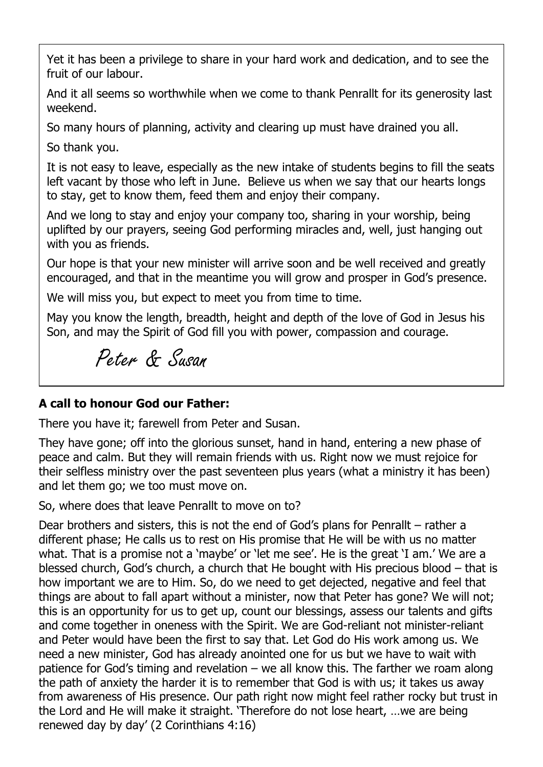Yet it has been a privilege to share in your hard work and dedication, and to see the fruit of our labour.

And it all seems so worthwhile when we come to thank Penrallt for its generosity last weekend.

So many hours of planning, activity and clearing up must have drained you all.

So thank you.

It is not easy to leave, especially as the new intake of students begins to fill the seats left vacant by those who left in June. Believe us when we say that our hearts longs to stay, get to know them, feed them and enjoy their company.

And we long to stay and enjoy your company too, sharing in your worship, being uplifted by our prayers, seeing God performing miracles and, well, just hanging out with you as friends.

Our hope is that your new minister will arrive soon and be well received and greatly encouraged, and that in the meantime you will grow and prosper in God's presence.

We will miss you, but expect to meet you from time to time.

May you know the length, breadth, height and depth of the love of God in Jesus his Son, and may the Spirit of God fill you with power, compassion and courage.

*Peter & Susan*

**A call to honour God our Father:**

There you have it; farewell from Peter and Susan.

They have gone; off into the glorious sunset, hand in hand, entering a new phase of peace and calm. But they will remain friends with us. Right now we must rejoice for their selfless ministry over the past seventeen plus years (what a ministry it has been) and let them go; we too must move on.

So, where does that leave Penrallt to move on to?

Dear brothers and sisters, this is not the end of God's plans for Penrallt – rather a different phase; He calls us to rest on His promise that He will be with us no matter what. That is a promise not a 'maybe' or 'let me see'. He is the great 'I am.' We are a blessed church, God's church, a church that He bought with His precious blood – that is how important we are to Him. So, do we need to get dejected, negative and feel that things are about to fall apart without a minister, now that Peter has gone? We will not; this is an opportunity for us to get up, count our blessings, assess our talents and gifts and come together in oneness with the Spirit. We are God-reliant not minister-reliant and Peter would have been the first to say that. Let God do His work among us. We need a new minister, God has already anointed one for us but we have to wait with patience for God's timing and revelation – we all know this. The farther we roam along the path of anxiety the harder it is to remember that God is with us; it takes us away from awareness of His presence. Our path right now might feel rather rocky but trust in the Lord and He will make it straight. 'Therefore do not lose heart, …we are being renewed day by day' (2 Corinthians 4:16)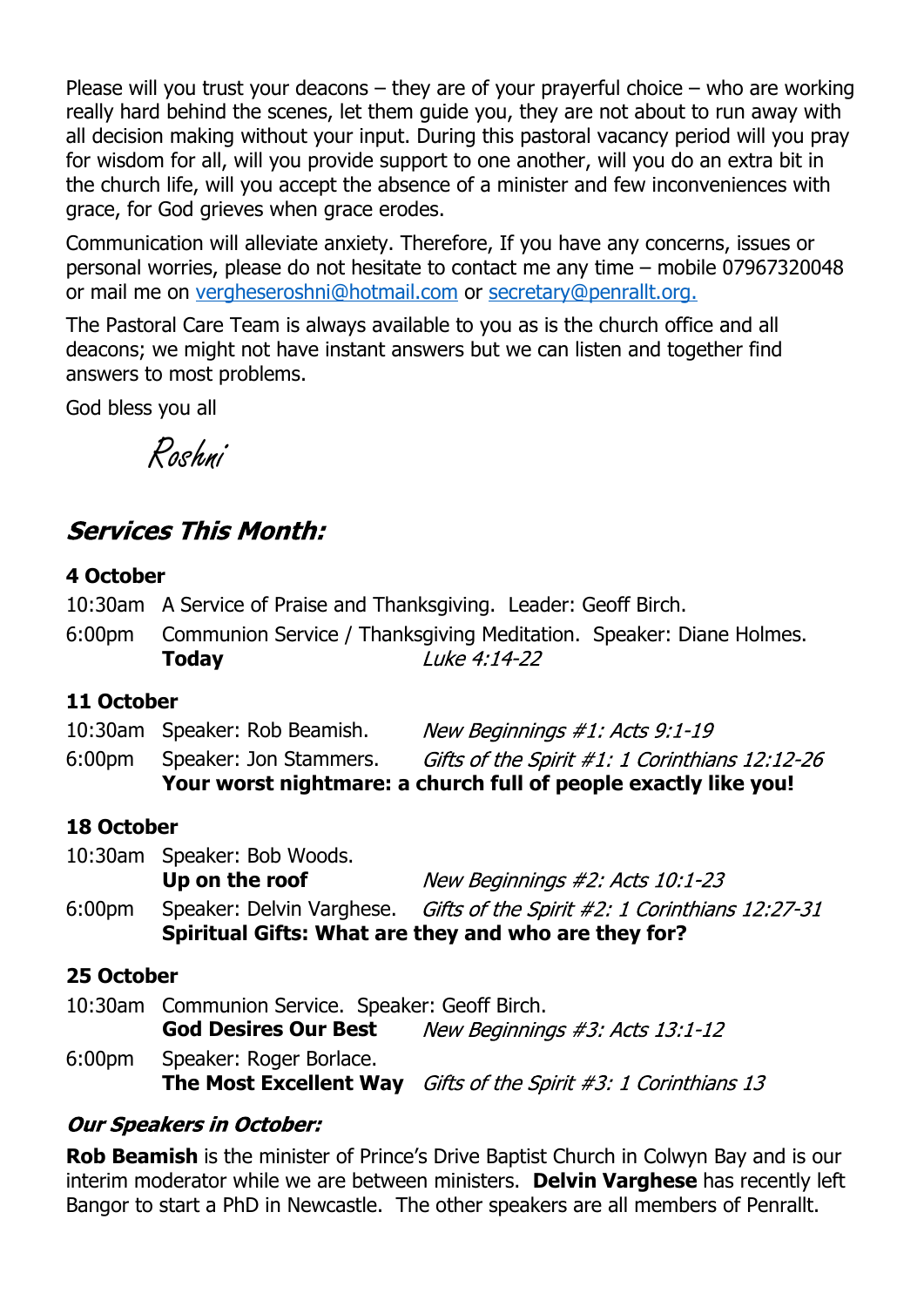Please will you trust your deacons – they are of your prayerful choice – who are working really hard behind the scenes, let them guide you, they are not about to run away with all decision making without your input. During this pastoral vacancy period will you pray for wisdom for all, will you provide support to one another, will you do an extra bit in the church life, will you accept the absence of a minister and few inconveniences with grace, for God grieves when grace erodes.

Communication will alleviate anxiety. Therefore, If you have any concerns, issues or personal worries, please do not hesitate to contact me any time – mobile 07967320048 or mail me on vergheseroshni@hotmail.com or secretary@penrallt.org.

The Pastoral Care Team is always available to you as is the church office and all deacons; we might not have instant answers but we can listen and together find answers to most problems.

God bless you all

*Roshni*

## *Services This Month:*

**4 October**

10:30am A Service of Praise and Thanksgiving. Leader: Geoff Birch.

6:00pm Communion Service / Thanksgiving Meditation. Speaker: Diane Holmes.
**Today** *Luke 4:14-22*

**11 October**

10:30am Speaker: Rob Beamish. *New Beginnings #1: Acts 9:1-19*

6:00pm Speaker: Jon Stammers. *Gifts of the Spirit #1: 1 Corinthians 12:12-26*
**Your worst nightmare: a church full of people exactly like you!**

**18 October**

10:30am Speaker: Bob Woods.
**Up on the roof** *New Beginnings #2: Acts 10:1-23*

6:00pm Speaker: Delvin Varghese. *Gifts of the Spirit #2: 1 Corinthians 12:27-31*
**Spiritual Gifts: What are they and who are they for?**

**25 October**

10:30am Communion Service. Speaker: Geoff Birch.
**God Desires Our Best** *New Beginnings #3: Acts 13:1-12*

6:00pm Speaker: Roger Borlace.
**The Most Excellent Way** *Gifts of the Spirit #3: 1 Corinthians 13*

### *Our Speakers in October:*

**Rob Beamish** is the minister of Prince's Drive Baptist Church in Colwyn Bay and is our interim moderator while we are between ministers. **Delvin Varghese** has recently left Bangor to start a PhD in Newcastle. The other speakers are all members of Penrallt.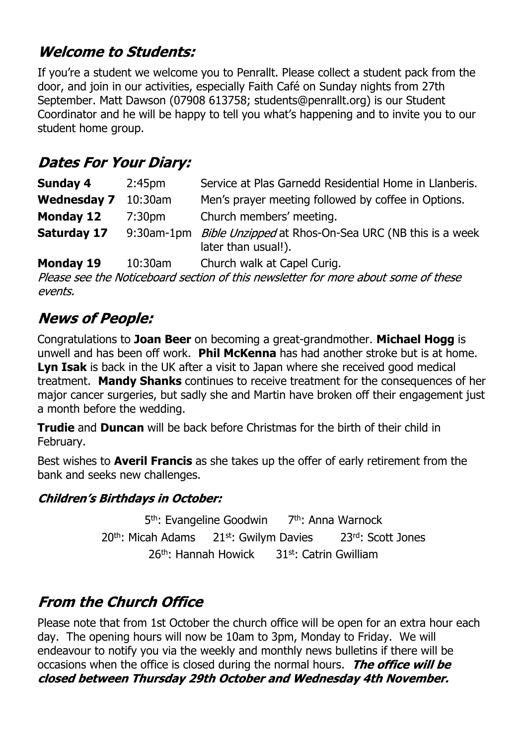## *Welcome to Students:*

If you're a student we welcome you to Penrallt. Please collect a student pack from the door, and join in our activities, especially Faith Café on Sunday nights from 27th September. Matt Dawson (07908 613758; students@penrallt.org) is our Student Coordinator and he will be happy to tell you what's happening and to invite you to our student home group.

## *Dates For Your Diary:*

| | | |
|---|---|---|
| **Sunday 4** | 2:45pm | Service at Plas Garnedd Residential Home in Llanberis. |
| **Wednesday 7** | 10:30am | Men's prayer meeting followed by coffee in Options. |
| **Monday 12** | 7:30pm | Church members' meeting. |
| **Saturday 17** | 9:30am-1pm | *Bible Unzipped* at Rhos-On-Sea URC (NB this is a week later than usual!). |
| **Monday 19** | 10:30am | Church walk at Capel Curig. |

*Please see the Noticeboard section of this newsletter for more about some of these events.*

## *News of People:*

Congratulations to **Joan Beer** on becoming a great-grandmother. **Michael Hogg** is unwell and has been off work. **Phil McKenna** has had another stroke but is at home. **Lyn Isak** is back in the UK after a visit to Japan where she received good medical treatment. **Mandy Shanks** continues to receive treatment for the consequences of her major cancer surgeries, but sadly she and Martin have broken off their engagement just a month before the wedding.

**Trudie** and **Duncan** will be back before Christmas for the birth of their child in February.

Best wishes to **Averil Francis** as she takes up the offer of early retirement from the bank and seeks new challenges.

### *Children's Birthdays in October:*

5th: Evangeline Goodwin 7th: Anna Warnock
20th: Micah Adams 21st: Gwilym Davies 23rd: Scott Jones
26th: Hannah Howick 31st: Catrin Gwilliam

## *From the Church Office*

Please note that from 1st October the church office will be open for an extra hour each day. The opening hours will now be 10am to 3pm, Monday to Friday. We will endeavour to notify you via the weekly and monthly news bulletins if there will be occasions when the office is closed during the normal hours. ***The office will be closed between Thursday 29th October and Wednesday 4th November.***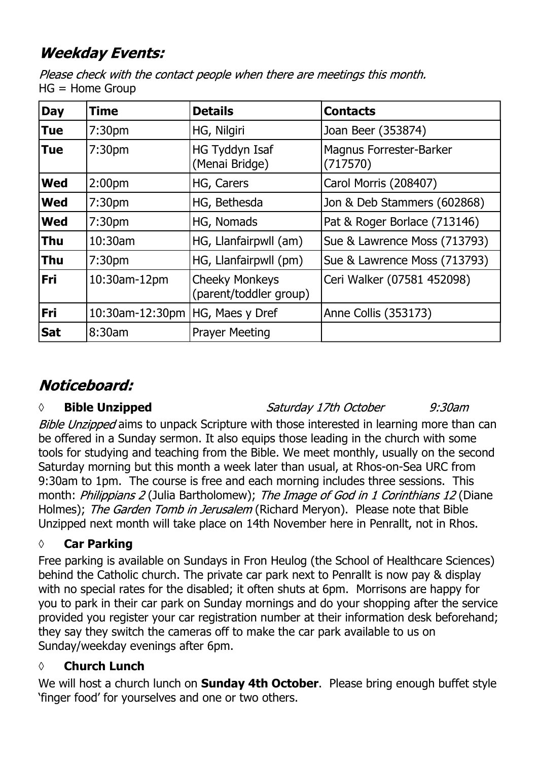## *Weekday Events:*

*Please check with the contact people when there are meetings this month.*
HG = Home Group

| Day | Time | Details | Contacts |
|---|---|---|---|
| **Tue** | 7:30pm | HG, Nilgiri | Joan Beer (353874) |
| **Tue** | 7:30pm | HG Tyddyn Isaf (Menai Bridge) | Magnus Forrester-Barker (717570) |
| **Wed** | 2:00pm | HG, Carers | Carol Morris (208407) |
| **Wed** | 7:30pm | HG, Bethesda | Jon & Deb Stammers (602868) |
| **Wed** | 7:30pm | HG, Nomads | Pat & Roger Borlace (713146) |
| **Thu** | 10:30am | HG, Llanfairpwll (am) | Sue & Lawrence Moss (713793) |
| **Thu** | 7:30pm | HG, Llanfairpwll (pm) | Sue & Lawrence Moss (713793) |
| **Fri** | 10:30am-12pm | Cheeky Monkeys (parent/toddler group) | Ceri Walker (07581 452098) |
| **Fri** | 10:30am-12:30pm | HG, Maes y Dref | Anne Collis (353173) |
| **Sat** | 8:30am | Prayer Meeting | |

## *Noticeboard:*

◊ **Bible Unzipped** *Saturday 17th October* *9:30am*

*Bible Unzipped* aims to unpack Scripture with those interested in learning more than can be offered in a Sunday sermon. It also equips those leading in the church with some tools for studying and teaching from the Bible. We meet monthly, usually on the second Saturday morning but this month a week later than usual, at Rhos-on-Sea URC from 9:30am to 1pm. The course is free and each morning includes three sessions. This month: *Philippians 2* (Julia Bartholomew); *The Image of God in 1 Corinthians 12* (Diane Holmes); *The Garden Tomb in Jerusalem* (Richard Meryon). Please note that Bible Unzipped next month will take place on 14th November here in Penrallt, not in Rhos.

◊ **Car Parking**

Free parking is available on Sundays in Fron Heulog (the School of Healthcare Sciences) behind the Catholic church. The private car park next to Penrallt is now pay & display with no special rates for the disabled; it often shuts at 6pm. Morrisons are happy for you to park in their car park on Sunday mornings and do your shopping after the service provided you register your car registration number at their information desk beforehand; they say they switch the cameras off to make the car park available to us on Sunday/weekday evenings after 6pm.

◊ **Church Lunch**

We will host a church lunch on **Sunday 4th October**. Please bring enough buffet style 'finger food' for yourselves and one or two others.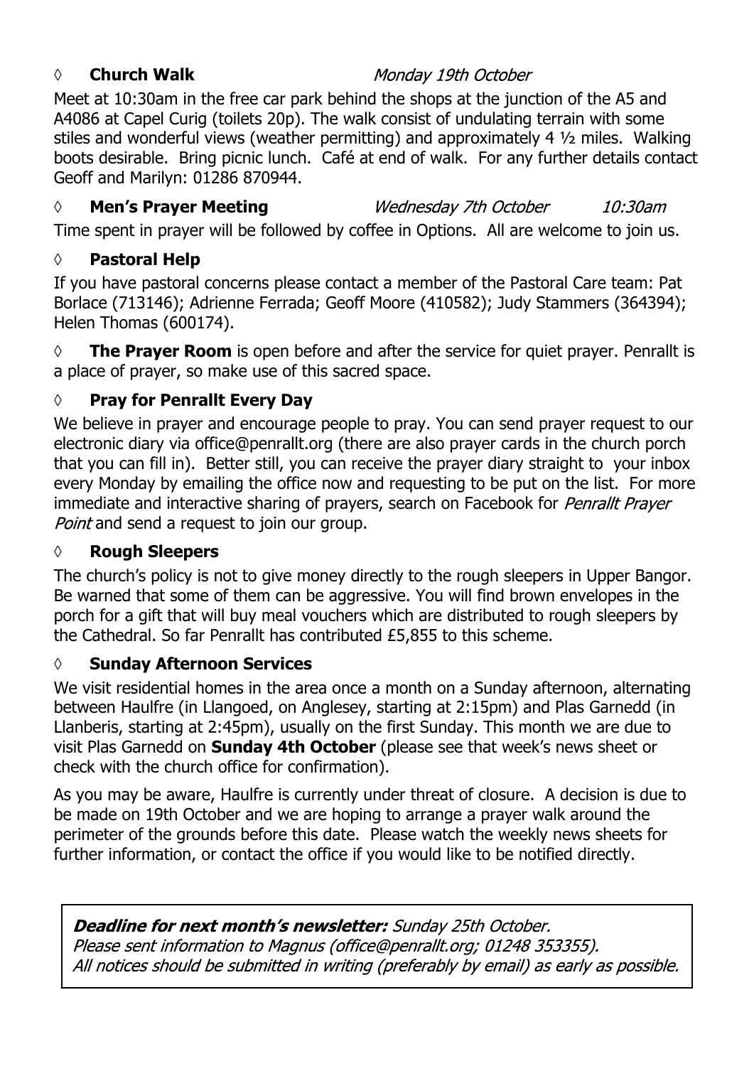◊ **Church Walk** *Monday 19th October*

Meet at 10:30am in the free car park behind the shops at the junction of the A5 and A4086 at Capel Curig (toilets 20p). The walk consist of undulating terrain with some stiles and wonderful views (weather permitting) and approximately 4 ½ miles. Walking boots desirable. Bring picnic lunch. Café at end of walk. For any further details contact Geoff and Marilyn: 01286 870944.

◊ **Men's Prayer Meeting** *Wednesday 7th October* *10:30am*

Time spent in prayer will be followed by coffee in Options. All are welcome to join us.

◊ **Pastoral Help**

If you have pastoral concerns please contact a member of the Pastoral Care team: Pat Borlace (713146); Adrienne Ferrada; Geoff Moore (410582); Judy Stammers (364394); Helen Thomas (600174).

◊ **The Prayer Room** is open before and after the service for quiet prayer. Penrallt is a place of prayer, so make use of this sacred space.

◊ **Pray for Penrallt Every Day**

We believe in prayer and encourage people to pray. You can send prayer request to our electronic diary via office@penrallt.org (there are also prayer cards in the church porch that you can fill in). Better still, you can receive the prayer diary straight to your inbox every Monday by emailing the office now and requesting to be put on the list. For more immediate and interactive sharing of prayers, search on Facebook for *Penrallt Prayer Point* and send a request to join our group.

◊ **Rough Sleepers**

The church's policy is not to give money directly to the rough sleepers in Upper Bangor. Be warned that some of them can be aggressive. You will find brown envelopes in the porch for a gift that will buy meal vouchers which are distributed to rough sleepers by the Cathedral. So far Penrallt has contributed £5,855 to this scheme.

◊ **Sunday Afternoon Services**

We visit residential homes in the area once a month on a Sunday afternoon, alternating between Haulfre (in Llangoed, on Anglesey, starting at 2:15pm) and Plas Garnedd (in Llanberis, starting at 2:45pm), usually on the first Sunday. This month we are due to visit Plas Garnedd on **Sunday 4th October** (please see that week's news sheet or check with the church office for confirmation).

As you may be aware, Haulfre is currently under threat of closure. A decision is due to be made on 19th October and we are hoping to arrange a prayer walk around the perimeter of the grounds before this date. Please watch the weekly news sheets for further information, or contact the office if you would like to be notified directly.

***Deadline for next month's newsletter:*** *Sunday 25th October.*
*Please sent information to Magnus (office@penrallt.org; 01248 353355).*
*All notices should be submitted in writing (preferably by email) as early as possible.*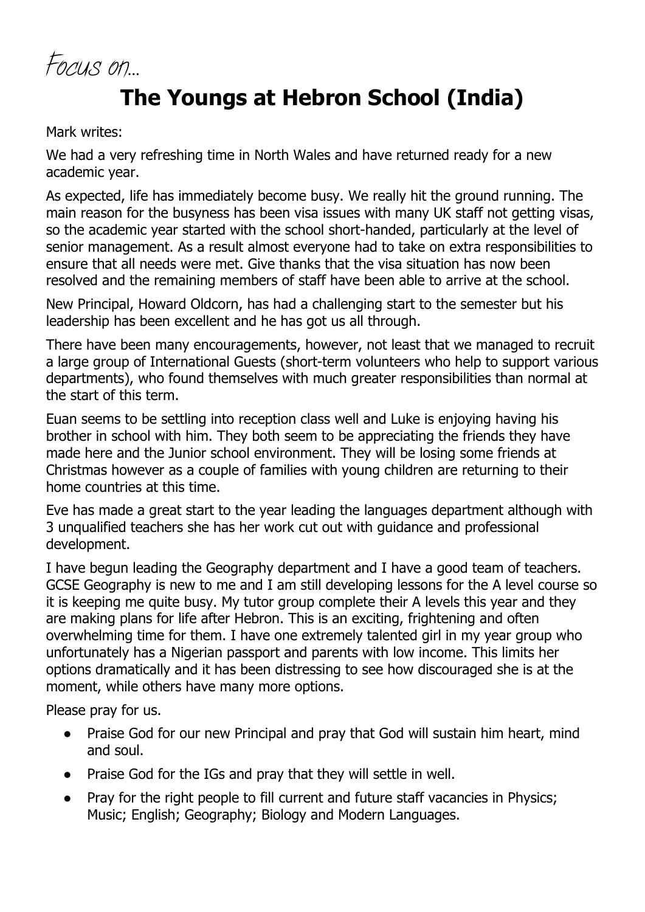*Focus on...*

# The Youngs at Hebron School (India)

Mark writes:

We had a very refreshing time in North Wales and have returned ready for a new academic year.

As expected, life has immediately become busy. We really hit the ground running. The main reason for the busyness has been visa issues with many UK staff not getting visas, so the academic year started with the school short-handed, particularly at the level of senior management. As a result almost everyone had to take on extra responsibilities to ensure that all needs were met. Give thanks that the visa situation has now been resolved and the remaining members of staff have been able to arrive at the school.

New Principal, Howard Oldcorn, has had a challenging start to the semester but his leadership has been excellent and he has got us all through.

There have been many encouragements, however, not least that we managed to recruit a large group of International Guests (short-term volunteers who help to support various departments), who found themselves with much greater responsibilities than normal at the start of this term.

Euan seems to be settling into reception class well and Luke is enjoying having his brother in school with him. They both seem to be appreciating the friends they have made here and the Junior school environment. They will be losing some friends at Christmas however as a couple of families with young children are returning to their home countries at this time.

Eve has made a great start to the year leading the languages department although with 3 unqualified teachers she has her work cut out with guidance and professional development.

I have begun leading the Geography department and I have a good team of teachers. GCSE Geography is new to me and I am still developing lessons for the A level course so it is keeping me quite busy. My tutor group complete their A levels this year and they are making plans for life after Hebron. This is an exciting, frightening and often overwhelming time for them. I have one extremely talented girl in my year group who unfortunately has a Nigerian passport and parents with low income. This limits her options dramatically and it has been distressing to see how discouraged she is at the moment, while others have many more options.

Please pray for us.

- Praise God for our new Principal and pray that God will sustain him heart, mind and soul.
- Praise God for the IGs and pray that they will settle in well.
- Pray for the right people to fill current and future staff vacancies in Physics; Music; English; Geography; Biology and Modern Languages.